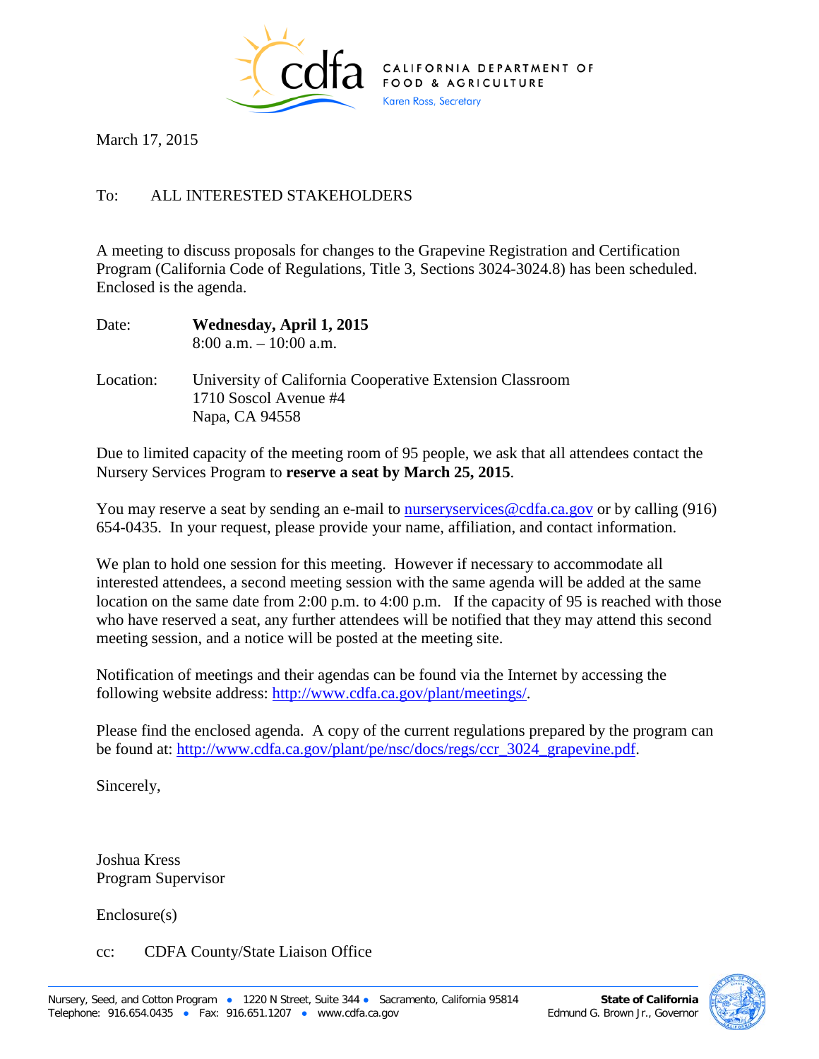CALIFORNIA DEPARTMENT OF FOOD & AGRICULTURE
Karen Ross, Secretary

March 17, 2015

To: ALL INTERESTED STAKEHOLDERS

A meeting to discuss proposals for changes to the Grapevine Registration and Certification Program (California Code of Regulations, Title 3, Sections 3024-3024.8) has been scheduled. Enclosed is the agenda.

Date: **Wednesday, April 1, 2015**
8:00 a.m. – 10:00 a.m.

Location: University of California Cooperative Extension Classroom
1710 Soscol Avenue #4
Napa, CA 94558

Due to limited capacity of the meeting room of 95 people, we ask that all attendees contact the Nursery Services Program to **reserve a seat by March 25, 2015**.

You may reserve a seat by sending an e-mail to nurseryservices@cdfa.ca.gov or by calling (916) 654-0435. In your request, please provide your name, affiliation, and contact information.

We plan to hold one session for this meeting. However if necessary to accommodate all interested attendees, a second meeting session with the same agenda will be added at the same location on the same date from 2:00 p.m. to 4:00 p.m. If the capacity of 95 is reached with those who have reserved a seat, any further attendees will be notified that they may attend this second meeting session, and a notice will be posted at the meeting site.

Notification of meetings and their agendas can be found via the Internet by accessing the following website address: http://www.cdfa.ca.gov/plant/meetings/.

Please find the enclosed agenda. A copy of the current regulations prepared by the program can be found at: http://www.cdfa.ca.gov/plant/pe/nsc/docs/regs/ccr_3024_grapevine.pdf.

Sincerely,

Joshua Kress
Program Supervisor

Enclosure(s)

cc: CDFA County/State Liaison Office

Nursery, Seed, and Cotton Program • 1220 N Street, Suite 344 • Sacramento, California 95814
Telephone: 916.654.0435 • Fax: 916.651.1207 • www.cdfa.ca.gov

**State of California**
Edmund G. Brown Jr., Governor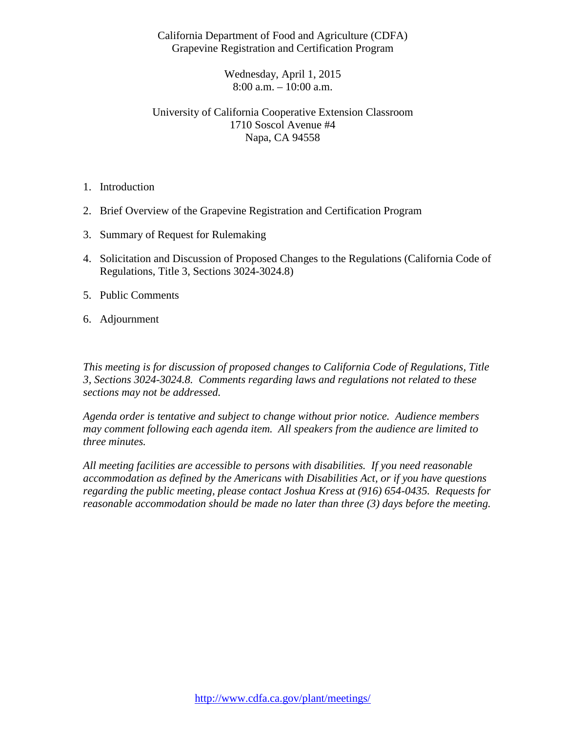California Department of Food and Agriculture (CDFA)
Grapevine Registration and Certification Program

Wednesday, April 1, 2015
8:00 a.m. – 10:00 a.m.

University of California Cooperative Extension Classroom
1710 Soscol Avenue #4
Napa, CA 94558

1. Introduction
2. Brief Overview of the Grapevine Registration and Certification Program
3. Summary of Request for Rulemaking
4. Solicitation and Discussion of Proposed Changes to the Regulations (California Code of Regulations, Title 3, Sections 3024-3024.8)
5. Public Comments
6. Adjournment

*This meeting is for discussion of proposed changes to California Code of Regulations, Title 3, Sections 3024-3024.8. Comments regarding laws and regulations not related to these sections may not be addressed.*

*Agenda order is tentative and subject to change without prior notice. Audience members may comment following each agenda item. All speakers from the audience are limited to three minutes.*

*All meeting facilities are accessible to persons with disabilities. If you need reasonable accommodation as defined by the Americans with Disabilities Act, or if you have questions regarding the public meeting, please contact Joshua Kress at (916) 654-0435. Requests for reasonable accommodation should be made no later than three (3) days before the meeting.*

http://www.cdfa.ca.gov/plant/meetings/